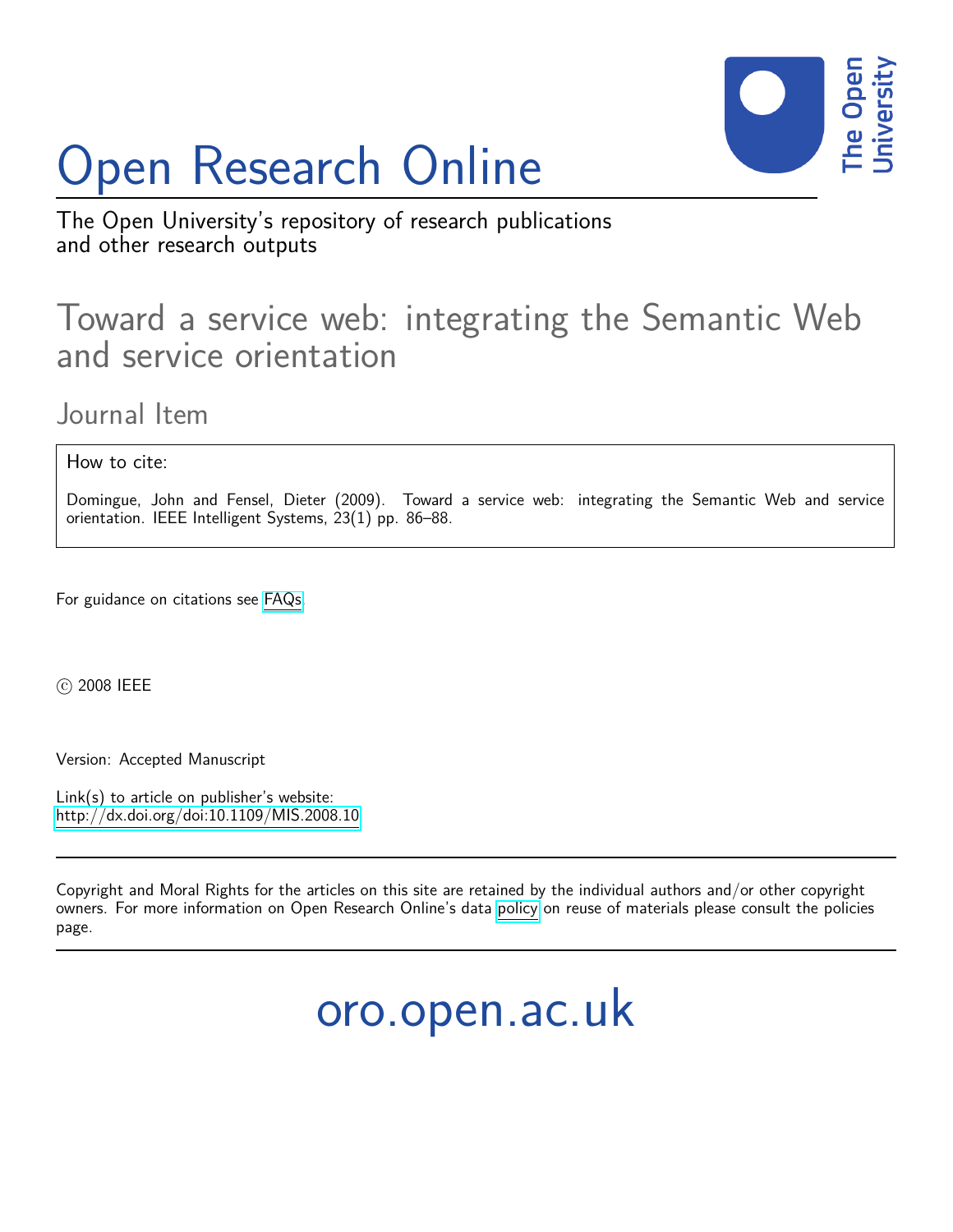# Open Research Online

The Open University's repository of research publications and other research outputs

## Toward a service web: integrating the Semantic Web and service orientation

### Journal Item

How to cite:

Domingue, John and Fensel, Dieter (2009). Toward a service web: integrating the Semantic Web and service orientation. IEEE Intelligent Systems, 23(1) pp. 86–88.

For guidance on citations see FAQs.

© 2008 IEEE

Version: Accepted Manuscript

Link(s) to article on publisher's website:
http://dx.doi.org/doi:10.1109/MIS.2008.10

---

Copyright and Moral Rights for the articles on this site are retained by the individual authors and/or other copyright owners. For more information on Open Research Online's data policy on reuse of materials please consult the policies page.

---

oro.open.ac.uk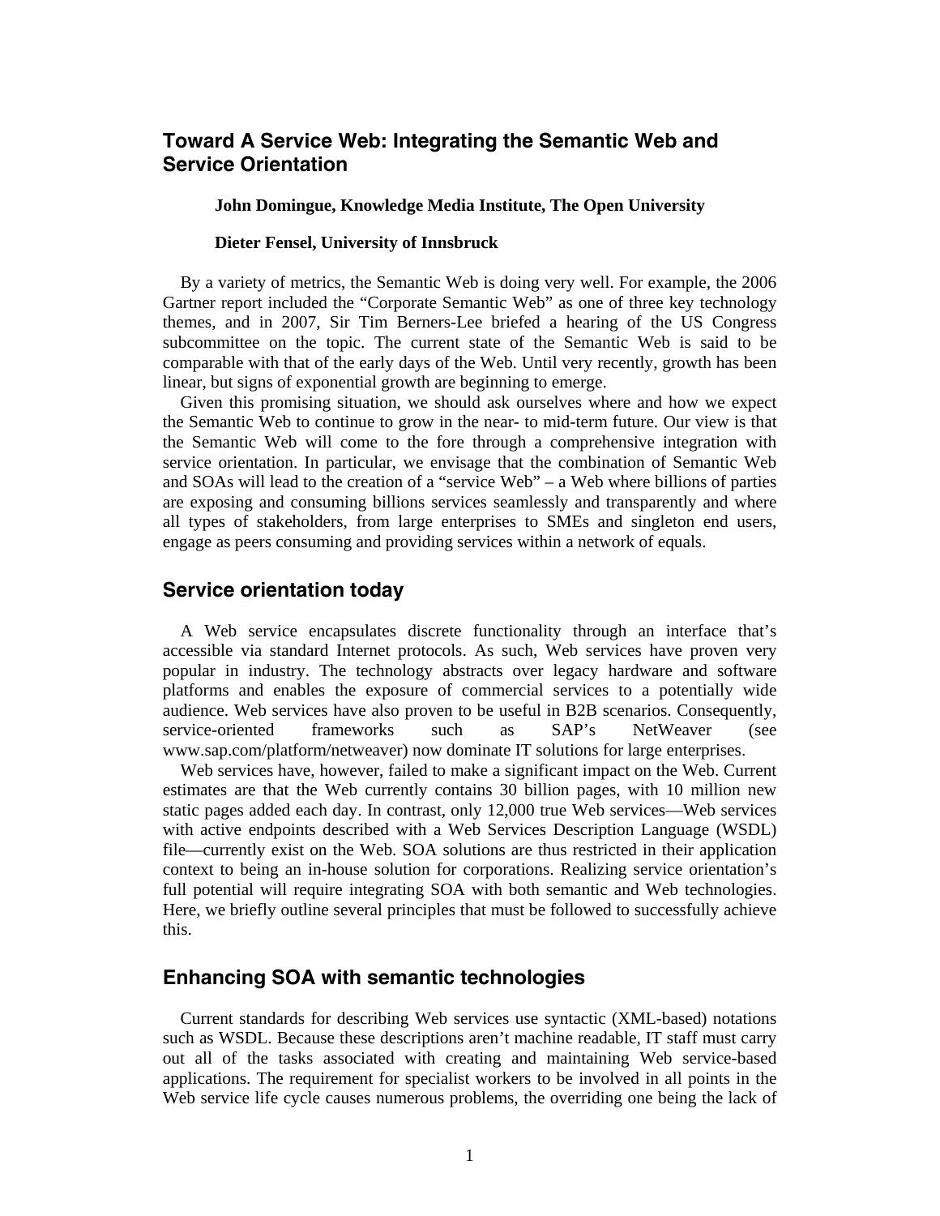# Toward A Service Web: Integrating the Semantic Web and Service Orientation

**John Domingue, Knowledge Media Institute, The Open University**

**Dieter Fensel, University of Innsbruck**

By a variety of metrics, the Semantic Web is doing very well. For example, the 2006 Gartner report included the "Corporate Semantic Web" as one of three key technology themes, and in 2007, Sir Tim Berners-Lee briefed a hearing of the US Congress subcommittee on the topic. The current state of the Semantic Web is said to be comparable with that of the early days of the Web. Until very recently, growth has been linear, but signs of exponential growth are beginning to emerge.

Given this promising situation, we should ask ourselves where and how we expect the Semantic Web to continue to grow in the near- to mid-term future. Our view is that the Semantic Web will come to the fore through a comprehensive integration with service orientation. In particular, we envisage that the combination of Semantic Web and SOAs will lead to the creation of a "service Web" – a Web where billions of parties are exposing and consuming billions services seamlessly and transparently and where all types of stakeholders, from large enterprises to SMEs and singleton end users, engage as peers consuming and providing services within a network of equals.

## Service orientation today

A Web service encapsulates discrete functionality through an interface that's accessible via standard Internet protocols. As such, Web services have proven very popular in industry. The technology abstracts over legacy hardware and software platforms and enables the exposure of commercial services to a potentially wide audience. Web services have also proven to be useful in B2B scenarios. Consequently, service-oriented frameworks such as SAP's NetWeaver (see www.sap.com/platform/netweaver) now dominate IT solutions for large enterprises.

Web services have, however, failed to make a significant impact on the Web. Current estimates are that the Web currently contains 30 billion pages, with 10 million new static pages added each day. In contrast, only 12,000 true Web services—Web services with active endpoints described with a Web Services Description Language (WSDL) file—currently exist on the Web. SOA solutions are thus restricted in their application context to being an in-house solution for corporations. Realizing service orientation's full potential will require integrating SOA with both semantic and Web technologies. Here, we briefly outline several principles that must be followed to successfully achieve this.

## Enhancing SOA with semantic technologies

Current standards for describing Web services use syntactic (XML-based) notations such as WSDL. Because these descriptions aren't machine readable, IT staff must carry out all of the tasks associated with creating and maintaining Web service-based applications. The requirement for specialist workers to be involved in all points in the Web service life cycle causes numerous problems, the overriding one being the lack of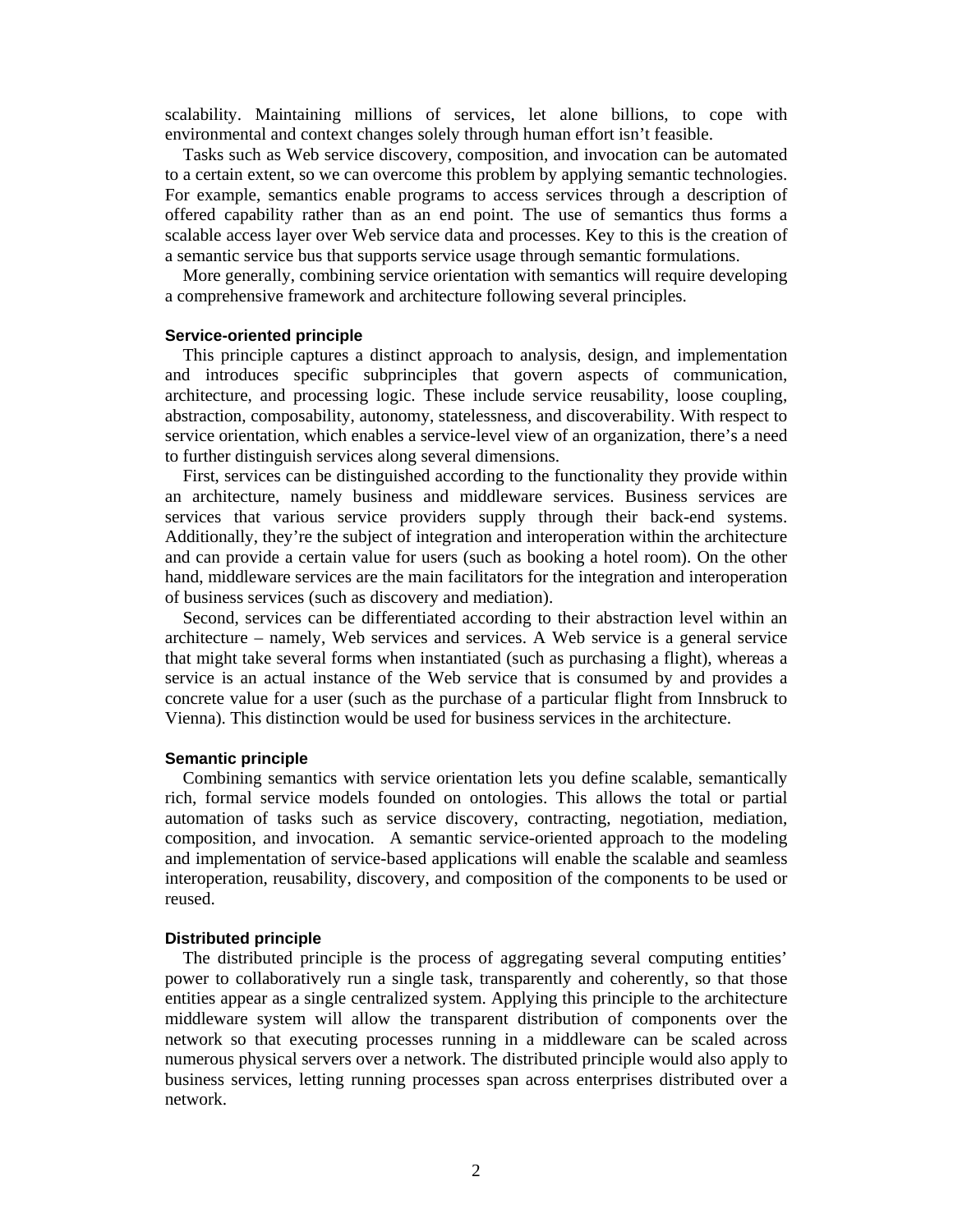scalability. Maintaining millions of services, let alone billions, to cope with environmental and context changes solely through human effort isn't feasible.

Tasks such as Web service discovery, composition, and invocation can be automated to a certain extent, so we can overcome this problem by applying semantic technologies. For example, semantics enable programs to access services through a description of offered capability rather than as an end point. The use of semantics thus forms a scalable access layer over Web service data and processes. Key to this is the creation of a semantic service bus that supports service usage through semantic formulations.

More generally, combining service orientation with semantics will require developing a comprehensive framework and architecture following several principles.

### Service-oriented principle

This principle captures a distinct approach to analysis, design, and implementation and introduces specific subprinciples that govern aspects of communication, architecture, and processing logic. These include service reusability, loose coupling, abstraction, composability, autonomy, statelessness, and discoverability. With respect to service orientation, which enables a service-level view of an organization, there's a need to further distinguish services along several dimensions.

First, services can be distinguished according to the functionality they provide within an architecture, namely business and middleware services. Business services are services that various service providers supply through their back-end systems. Additionally, they're the subject of integration and interoperation within the architecture and can provide a certain value for users (such as booking a hotel room). On the other hand, middleware services are the main facilitators for the integration and interoperation of business services (such as discovery and mediation).

Second, services can be differentiated according to their abstraction level within an architecture – namely, Web services and services. A Web service is a general service that might take several forms when instantiated (such as purchasing a flight), whereas a service is an actual instance of the Web service that is consumed by and provides a concrete value for a user (such as the purchase of a particular flight from Innsbruck to Vienna). This distinction would be used for business services in the architecture.

### Semantic principle

Combining semantics with service orientation lets you define scalable, semantically rich, formal service models founded on ontologies. This allows the total or partial automation of tasks such as service discovery, contracting, negotiation, mediation, composition, and invocation. A semantic service-oriented approach to the modeling and implementation of service-based applications will enable the scalable and seamless interoperation, reusability, discovery, and composition of the components to be used or reused.

### Distributed principle

The distributed principle is the process of aggregating several computing entities' power to collaboratively run a single task, transparently and coherently, so that those entities appear as a single centralized system. Applying this principle to the architecture middleware system will allow the transparent distribution of components over the network so that executing processes running in a middleware can be scaled across numerous physical servers over a network. The distributed principle would also apply to business services, letting running processes span across enterprises distributed over a network.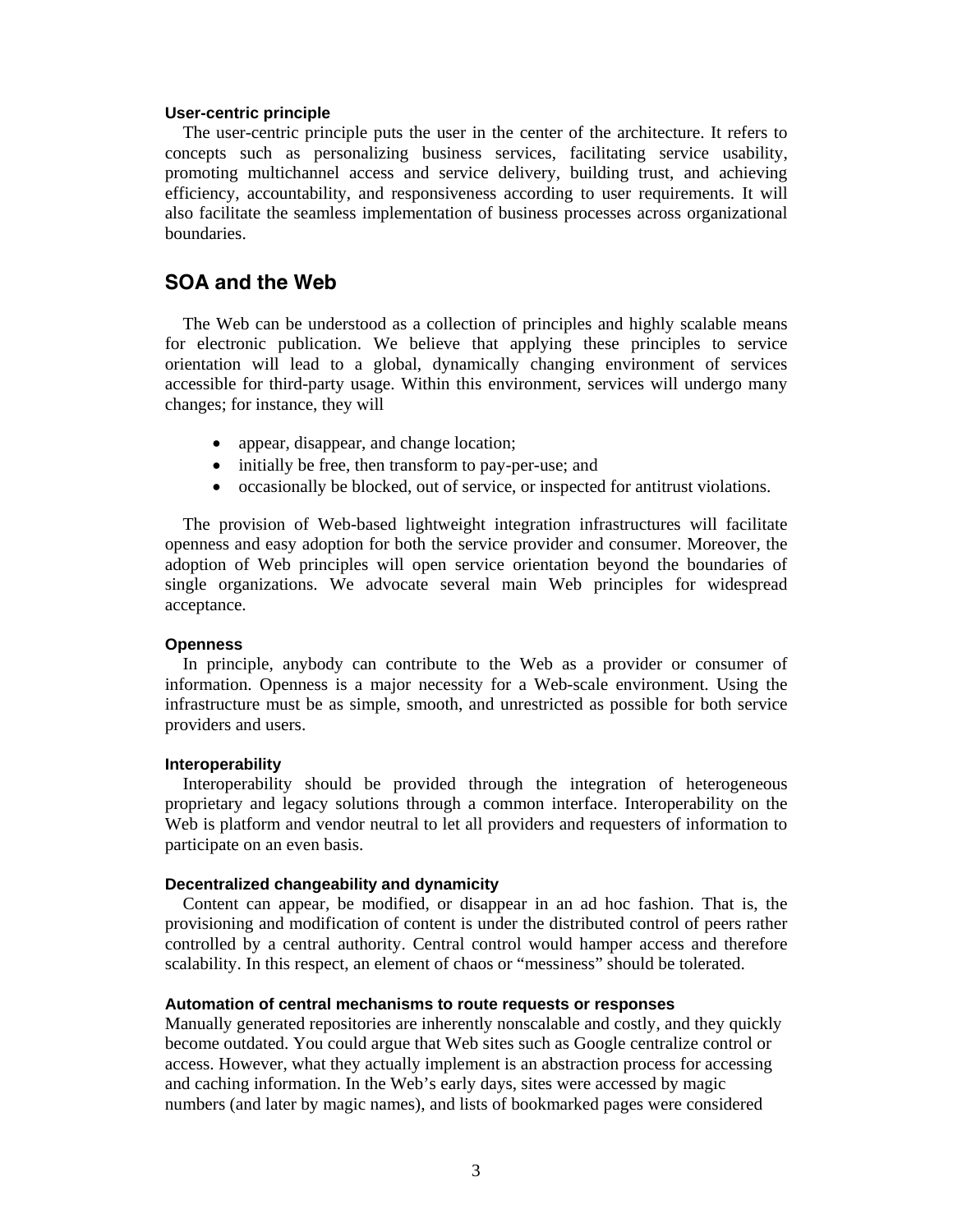#### User-centric principle

The user-centric principle puts the user in the center of the architecture. It refers to concepts such as personalizing business services, facilitating service usability, promoting multichannel access and service delivery, building trust, and achieving efficiency, accountability, and responsiveness according to user requirements. It will also facilitate the seamless implementation of business processes across organizational boundaries.

## SOA and the Web

The Web can be understood as a collection of principles and highly scalable means for electronic publication. We believe that applying these principles to service orientation will lead to a global, dynamically changing environment of services accessible for third-party usage. Within this environment, services will undergo many changes; for instance, they will

- appear, disappear, and change location;
- initially be free, then transform to pay-per-use; and
- occasionally be blocked, out of service, or inspected for antitrust violations.

The provision of Web-based lightweight integration infrastructures will facilitate openness and easy adoption for both the service provider and consumer. Moreover, the adoption of Web principles will open service orientation beyond the boundaries of single organizations. We advocate several main Web principles for widespread acceptance.

#### Openness

In principle, anybody can contribute to the Web as a provider or consumer of information. Openness is a major necessity for a Web-scale environment. Using the infrastructure must be as simple, smooth, and unrestricted as possible for both service providers and users.

#### Interoperability

Interoperability should be provided through the integration of heterogeneous proprietary and legacy solutions through a common interface. Interoperability on the Web is platform and vendor neutral to let all providers and requesters of information to participate on an even basis.

#### Decentralized changeability and dynamicity

Content can appear, be modified, or disappear in an ad hoc fashion. That is, the provisioning and modification of content is under the distributed control of peers rather controlled by a central authority. Central control would hamper access and therefore scalability. In this respect, an element of chaos or "messiness" should be tolerated.

#### Automation of central mechanisms to route requests or responses

Manually generated repositories are inherently nonscalable and costly, and they quickly become outdated. You could argue that Web sites such as Google centralize control or access. However, what they actually implement is an abstraction process for accessing and caching information. In the Web's early days, sites were accessed by magic numbers (and later by magic names), and lists of bookmarked pages were considered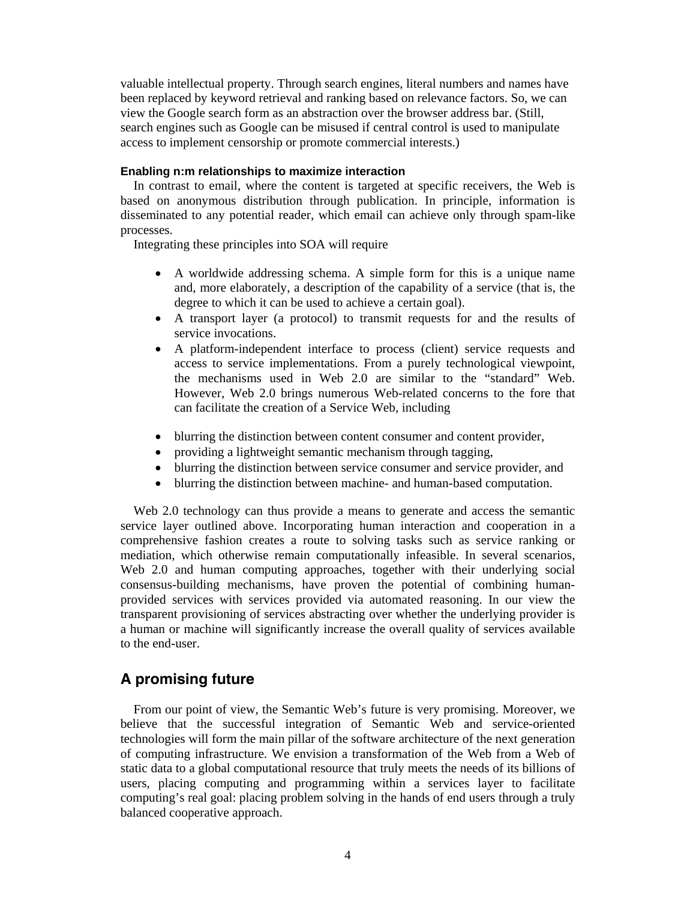valuable intellectual property. Through search engines, literal numbers and names have been replaced by keyword retrieval and ranking based on relevance factors. So, we can view the Google search form as an abstraction over the browser address bar. (Still, search engines such as Google can be misused if central control is used to manipulate access to implement censorship or promote commercial interests.)

#### Enabling n:m relationships to maximize interaction

In contrast to email, where the content is targeted at specific receivers, the Web is based on anonymous distribution through publication. In principle, information is disseminated to any potential reader, which email can achieve only through spam-like processes.

Integrating these principles into SOA will require

- A worldwide addressing schema. A simple form for this is a unique name and, more elaborately, a description of the capability of a service (that is, the degree to which it can be used to achieve a certain goal).
- A transport layer (a protocol) to transmit requests for and the results of service invocations.
- A platform-independent interface to process (client) service requests and access to service implementations. From a purely technological viewpoint, the mechanisms used in Web 2.0 are similar to the "standard" Web. However, Web 2.0 brings numerous Web-related concerns to the fore that can facilitate the creation of a Service Web, including

- blurring the distinction between content consumer and content provider,
- providing a lightweight semantic mechanism through tagging,
- blurring the distinction between service consumer and service provider, and
- blurring the distinction between machine- and human-based computation.

Web 2.0 technology can thus provide a means to generate and access the semantic service layer outlined above. Incorporating human interaction and cooperation in a comprehensive fashion creates a route to solving tasks such as service ranking or mediation, which otherwise remain computationally infeasible. In several scenarios, Web 2.0 and human computing approaches, together with their underlying social consensus-building mechanisms, have proven the potential of combining human-provided services with services provided via automated reasoning. In our view the transparent provisioning of services abstracting over whether the underlying provider is a human or machine will significantly increase the overall quality of services available to the end-user.

## A promising future

From our point of view, the Semantic Web's future is very promising. Moreover, we believe that the successful integration of Semantic Web and service-oriented technologies will form the main pillar of the software architecture of the next generation of computing infrastructure. We envision a transformation of the Web from a Web of static data to a global computational resource that truly meets the needs of its billions of users, placing computing and programming within a services layer to facilitate computing's real goal: placing problem solving in the hands of end users through a truly balanced cooperative approach.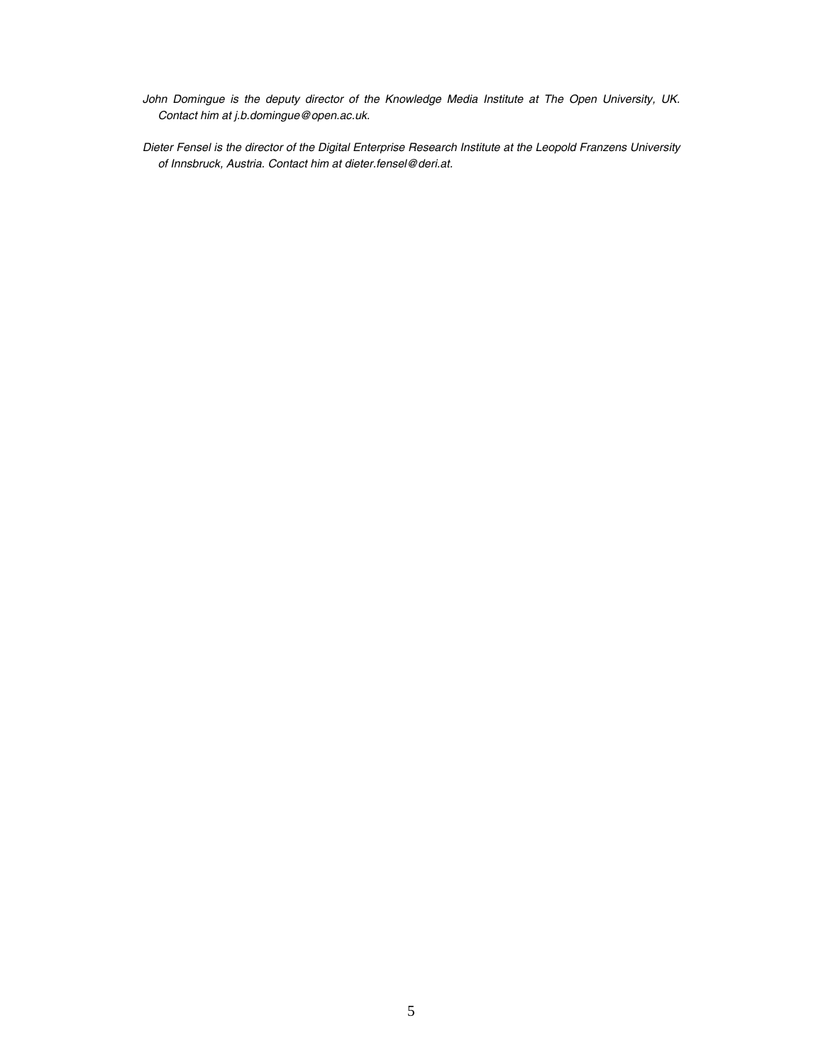*John Domingue is the deputy director of the Knowledge Media Institute at The Open University, UK. Contact him at j.b.domingue@open.ac.uk.*

*Dieter Fensel is the director of the Digital Enterprise Research Institute at the Leopold Franzens University of Innsbruck, Austria. Contact him at dieter.fensel@deri.at.*